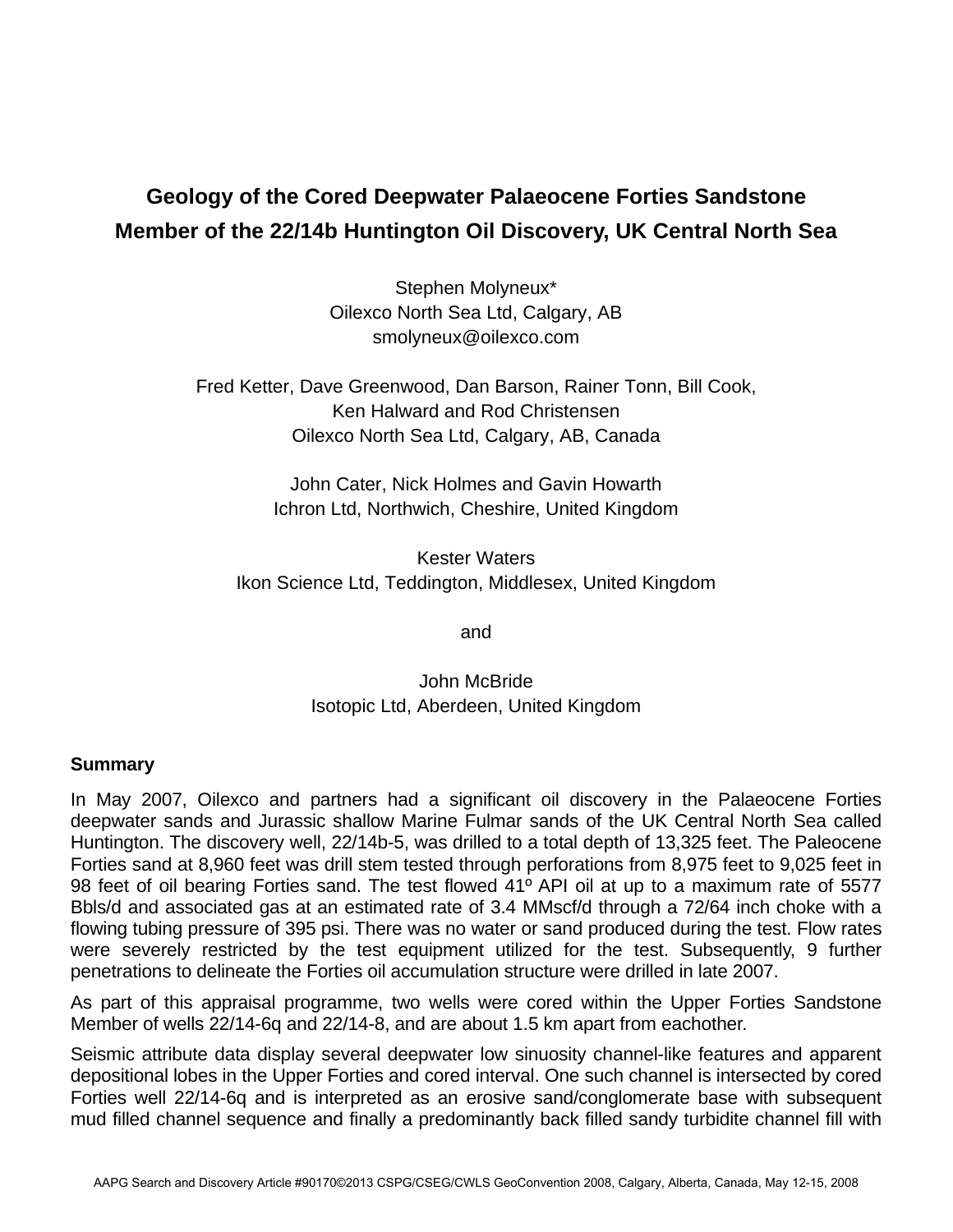# Geology of the Cored Deepwater Palaeocene Forties Sandstone Member of the 22/14b Huntington Oil Discovery, UK Central North Sea

Stephen Molyneux*  
Oilexco North Sea Ltd, Calgary, AB  
smolyneux@oilexco.com

Fred Ketter, Dave Greenwood, Dan Barson, Rainer Tonn, Bill Cook, Ken Halward and Rod Christensen  
Oilexco North Sea Ltd, Calgary, AB, Canada

John Cater, Nick Holmes and Gavin Howarth  
Ichron Ltd, Northwich, Cheshire, United Kingdom

Kester Waters  
Ikon Science Ltd, Teddington, Middlesex, United Kingdom

and

John McBride  
Isotopic Ltd, Aberdeen, United Kingdom

## Summary

In May 2007, Oilexco and partners had a significant oil discovery in the Palaeocene Forties deepwater sands and Jurassic shallow Marine Fulmar sands of the UK Central North Sea called Huntington. The discovery well, 22/14b-5, was drilled to a total depth of 13,325 feet. The Paleocene Forties sand at 8,960 feet was drill stem tested through perforations from 8,975 feet to 9,025 feet in 98 feet of oil bearing Forties sand. The test flowed 41º API oil at up to a maximum rate of 5577 Bbls/d and associated gas at an estimated rate of 3.4 MMscf/d through a 72/64 inch choke with a flowing tubing pressure of 395 psi. There was no water or sand produced during the test. Flow rates were severely restricted by the test equipment utilized for the test. Subsequently, 9 further penetrations to delineate the Forties oil accumulation structure were drilled in late 2007.

As part of this appraisal programme, two wells were cored within the Upper Forties Sandstone Member of wells 22/14-6q and 22/14-8, and are about 1.5 km apart from eachother.

Seismic attribute data display several deepwater low sinuosity channel-like features and apparent depositional lobes in the Upper Forties and cored interval. One such channel is intersected by cored Forties well 22/14-6q and is interpreted as an erosive sand/conglomerate base with subsequent mud filled channel sequence and finally a predominantly back filled sandy turbidite channel fill with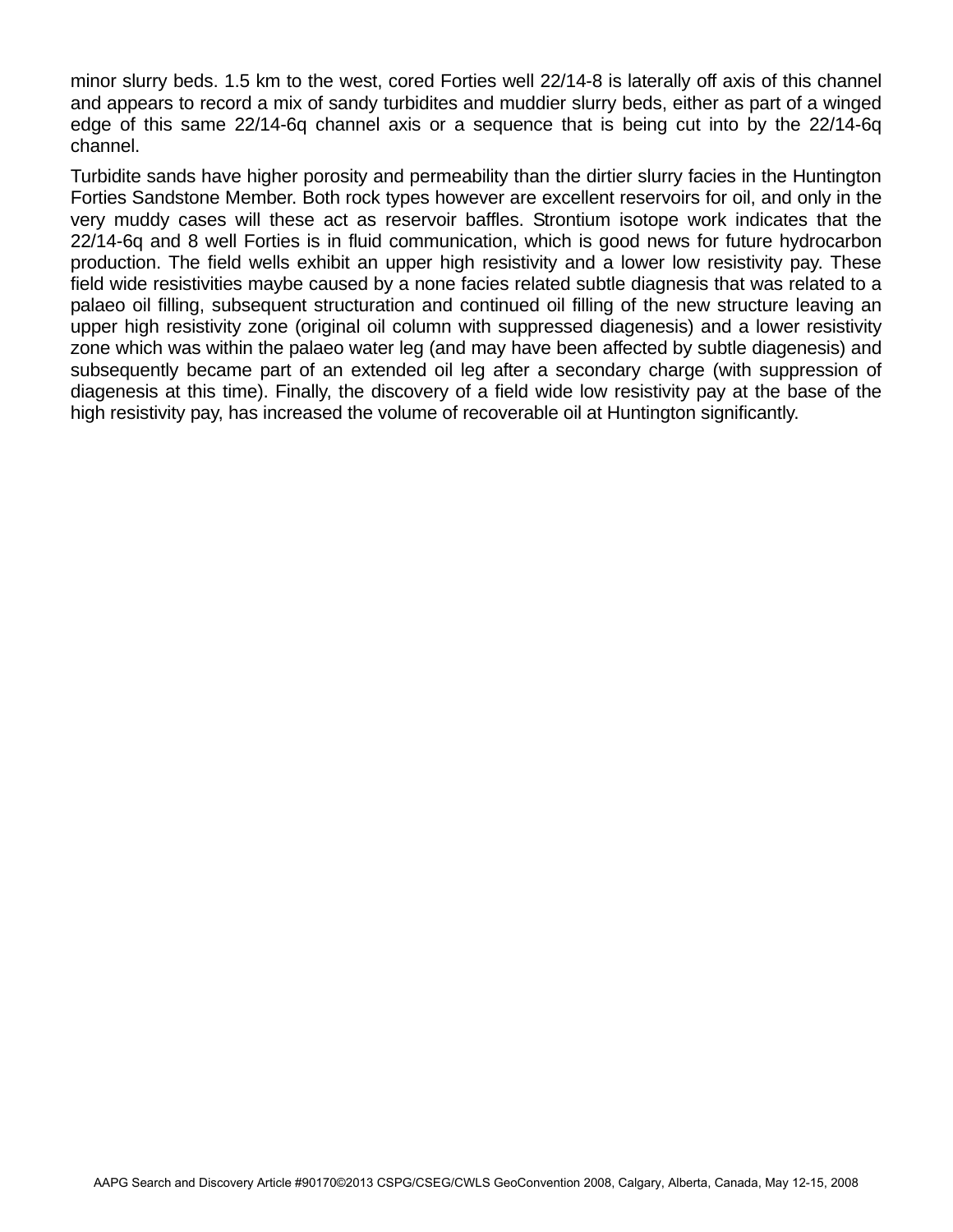minor slurry beds. 1.5 km to the west, cored Forties well 22/14-8 is laterally off axis of this channel and appears to record a mix of sandy turbidites and muddier slurry beds, either as part of a winged edge of this same 22/14-6q channel axis or a sequence that is being cut into by the 22/14-6q channel.

Turbidite sands have higher porosity and permeability than the dirtier slurry facies in the Huntington Forties Sandstone Member. Both rock types however are excellent reservoirs for oil, and only in the very muddy cases will these act as reservoir baffles. Strontium isotope work indicates that the 22/14-6q and 8 well Forties is in fluid communication, which is good news for future hydrocarbon production. The field wells exhibit an upper high resistivity and a lower low resistivity pay. These field wide resistivities maybe caused by a none facies related subtle diagnesis that was related to a palaeo oil filling, subsequent structuration and continued oil filling of the new structure leaving an upper high resistivity zone (original oil column with suppressed diagenesis) and a lower resistivity zone which was within the palaeo water leg (and may have been affected by subtle diagenesis) and subsequently became part of an extended oil leg after a secondary charge (with suppression of diagenesis at this time). Finally, the discovery of a field wide low resistivity pay at the base of the high resistivity pay, has increased the volume of recoverable oil at Huntington significantly.